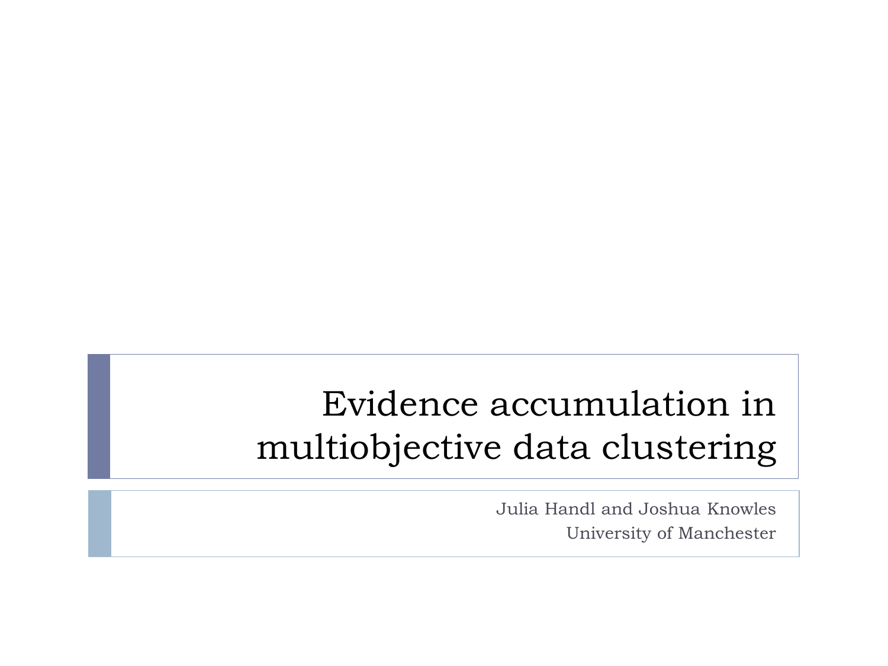# Evidence accumulation in multiobjective data clustering

Julia Handl and Joshua Knowles
University of Manchester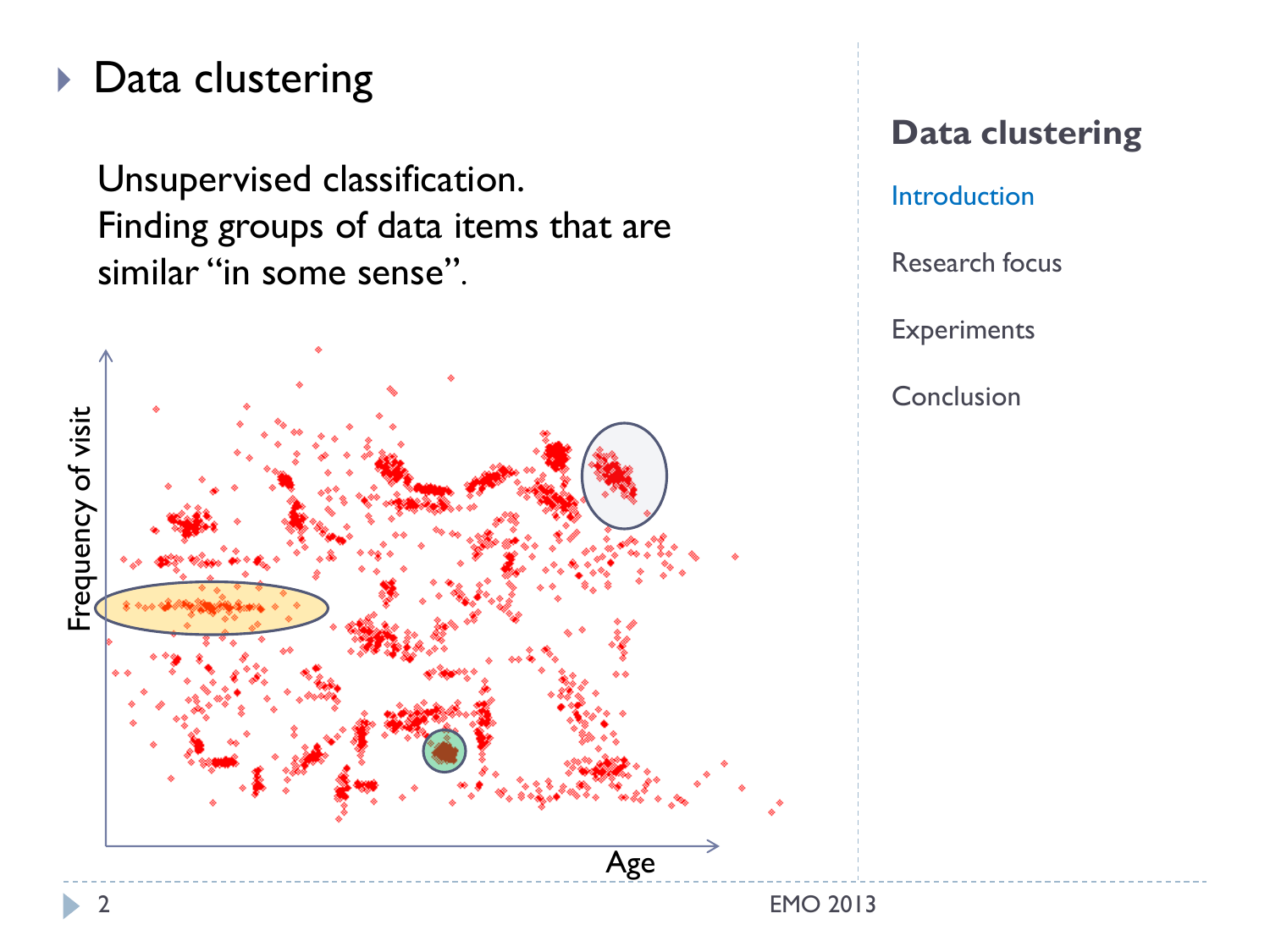# Data clustering

Unsupervised classification.
Finding groups of data items that are similar "in some sense".

Frequency of visit

Age

## Data clustering

- Introduction
- Research focus
- Experiments
- Conclusion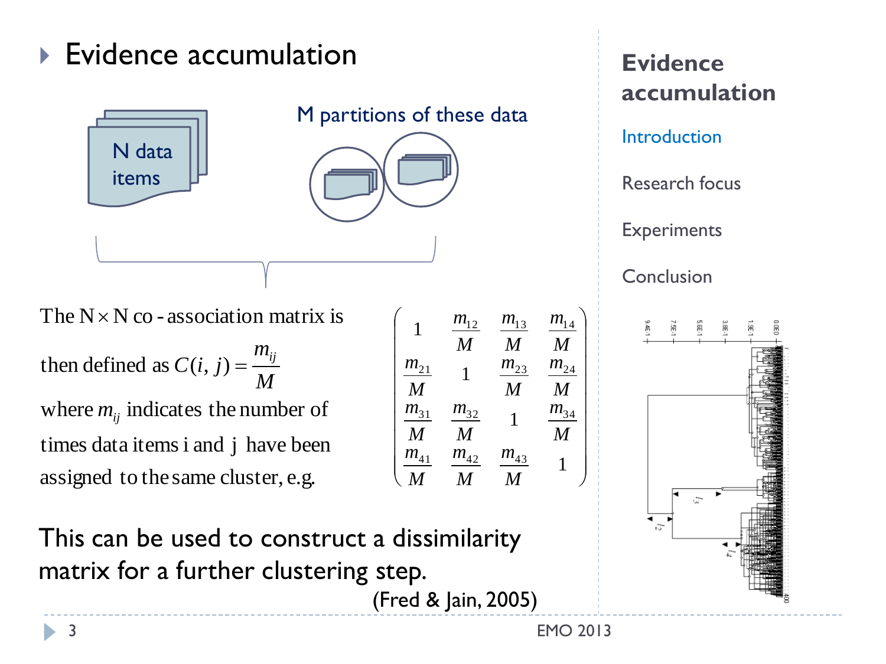# Evidence accumulation

N data items

M partitions of these data

The N × N co-association matrix is then defined as $C(i, j) = \frac{m_{ij}}{M}$ where $m_{ij}$ indicates the number of times data items i and j have been assigned to the same cluster, e.g.

$$
\begin{pmatrix}
1 & \frac{m_{12}}{M} & \frac{m_{13}}{M} & \frac{m_{14}}{M} \\
\frac{m_{21}}{M} & 1 & \frac{m_{23}}{M} & \frac{m_{24}}{M} \\
\frac{m_{31}}{M} & \frac{m_{32}}{M} & 1 & \frac{m_{34}}{M} \\
\frac{m_{41}}{M} & \frac{m_{42}}{M} & \frac{m_{43}}{M} & 1
\end{pmatrix}
$$

This can be used to construct a dissimilarity matrix for a further clustering step.

(Fred & Jain, 2005)

**Evidence accumulation**

- Introduction
- Research focus
- Experiments
- Conclusion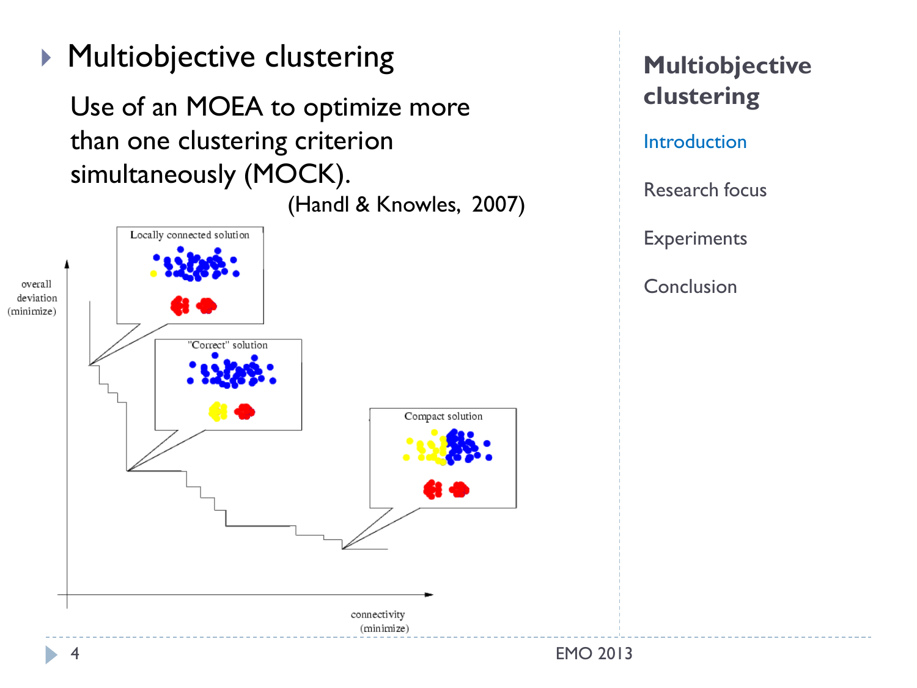- Multiobjective clustering

  Use of an MOEA to optimize more than one clustering criterion simultaneously (MOCK).

  (Handl & Knowles, 2007)

Locally connected solution

"Correct" solution

Compact solution

overall deviation (minimize)

connectivity (minimize)

## Multiobjective clustering

Introduction

Research focus

Experiments

Conclusion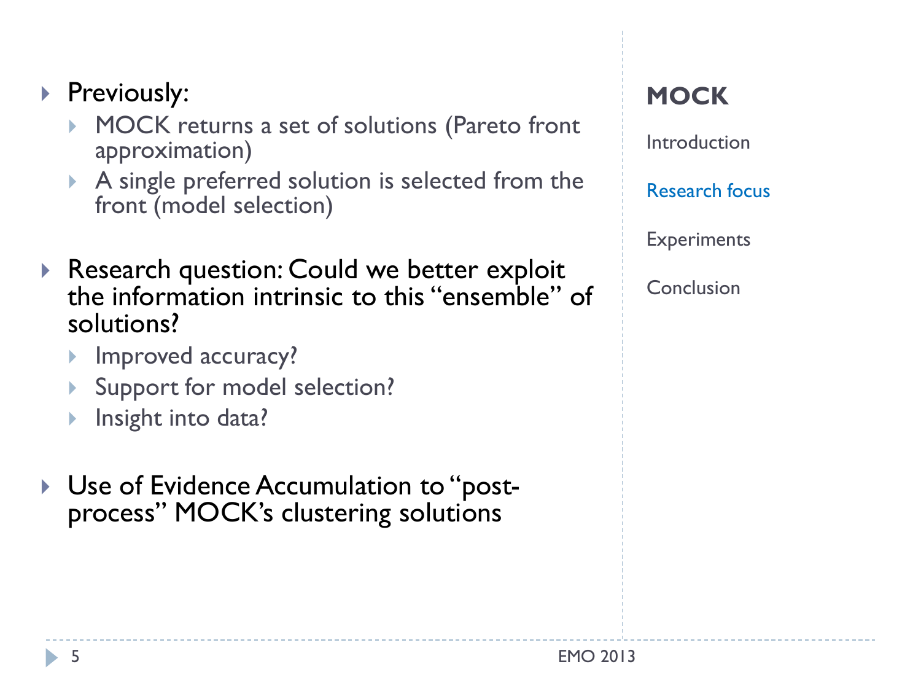- Previously:
  - MOCK returns a set of solutions (Pareto front approximation)
  - A single preferred solution is selected from the front (model selection)
- Research question: Could we better exploit the information intrinsic to this "ensemble" of solutions?
  - Improved accuracy?
  - Support for model selection?
  - Insight into data?
- Use of Evidence Accumulation to "post-process" MOCK's clustering solutions

**MOCK**

Introduction

Research focus

Experiments

Conclusion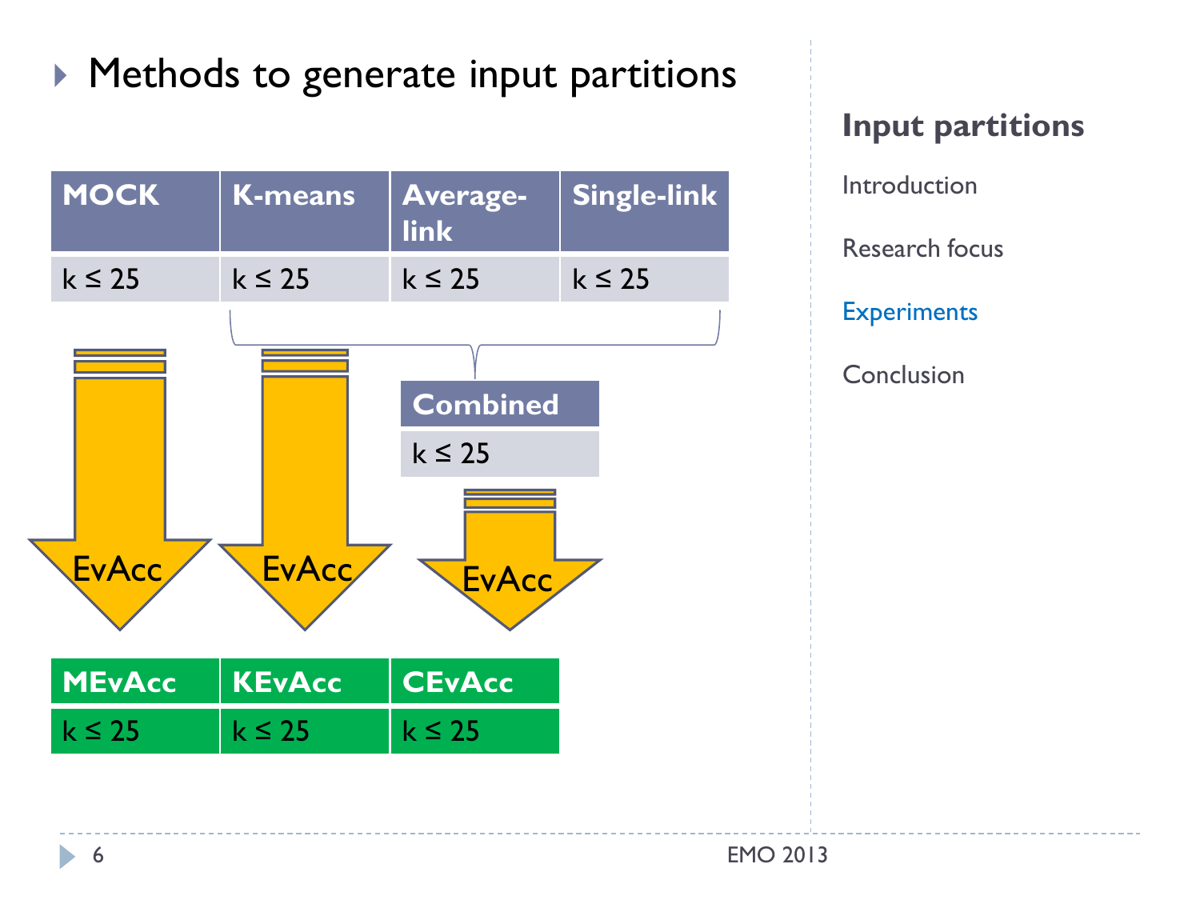- Methods to generate input partitions

| MOCK | K-means | Average-link | Single-link |
|---|---|---|---|
| k ≤ 25 | k ≤ 25 | k ≤ 25 | k ≤ 25 |

| Combined |
|---|
| k ≤ 25 |

EvAcc

EvAcc

EvAcc

| MEvAcc | KEvAcc | CEvAcc |
|---|---|---|
| k ≤ 25 | k ≤ 25 | k ≤ 25 |

**Input partitions**

Introduction

Research focus

Experiments

Conclusion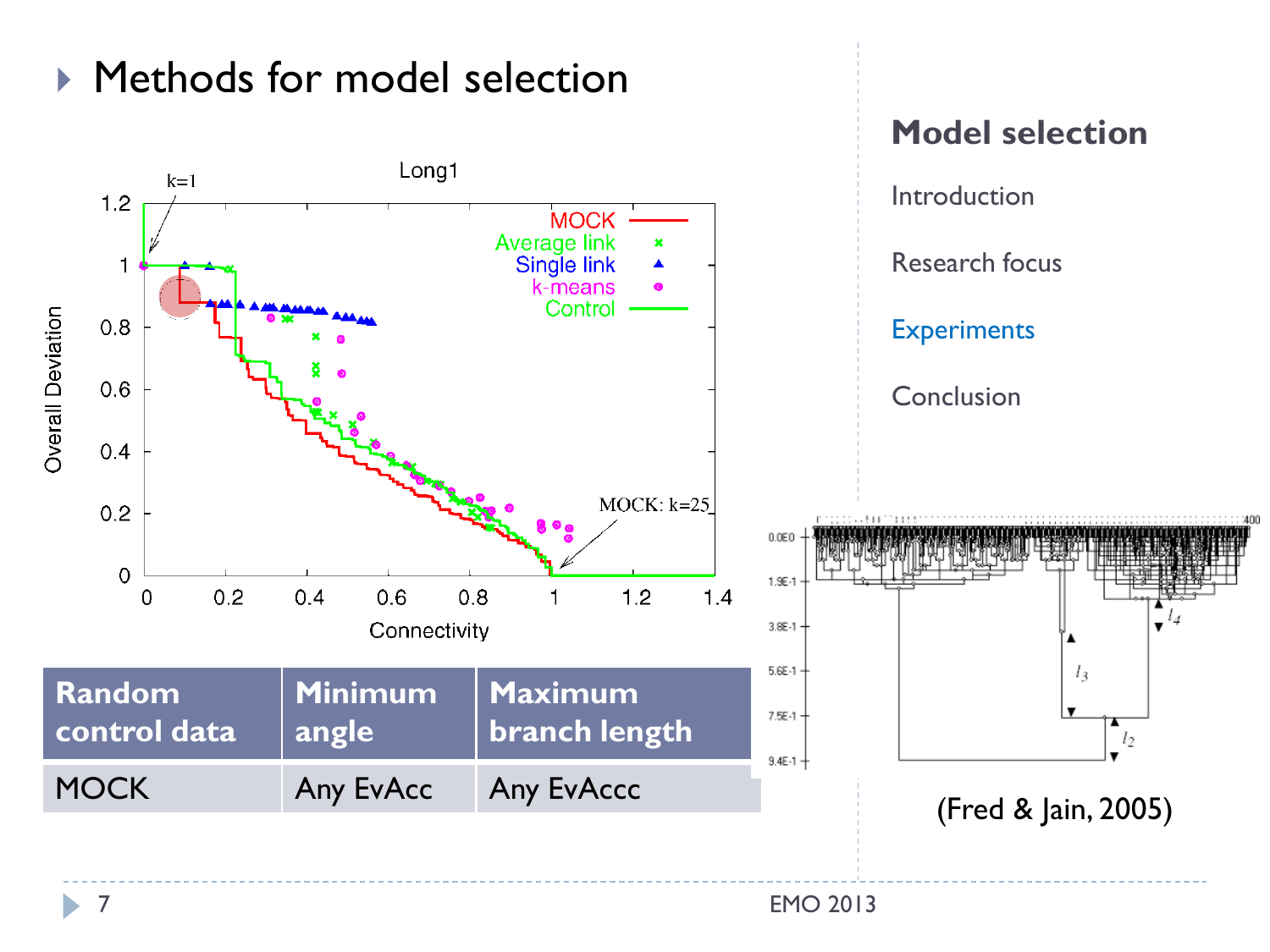## Methods for model selection

### Model selection

- Introduction
- Research focus
- Experiments
- Conclusion

| Random control data | Minimum angle | Maximum branch length |
|---|---|---|
| MOCK | Any EvAcc | Any EvAccc |

(Fred & Jain, 2005)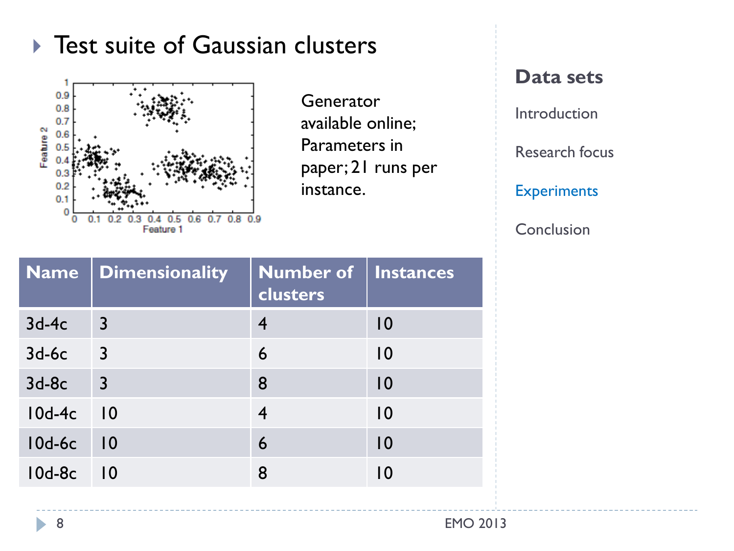- Test suite of Gaussian clusters

Generator available online; Parameters in paper; 21 runs per instance.

| Name | Dimensionality | Number of clusters | Instances |
|---|---|---|---|
| 3d-4c | 3 | 4 | 10 |
| 3d-6c | 3 | 6 | 10 |
| 3d-8c | 3 | 8 | 10 |
| 10d-4c | 10 | 4 | 10 |
| 10d-6c | 10 | 6 | 10 |
| 10d-8c | 10 | 8 | 10 |

**Data sets**

Introduction

Research focus

Experiments

Conclusion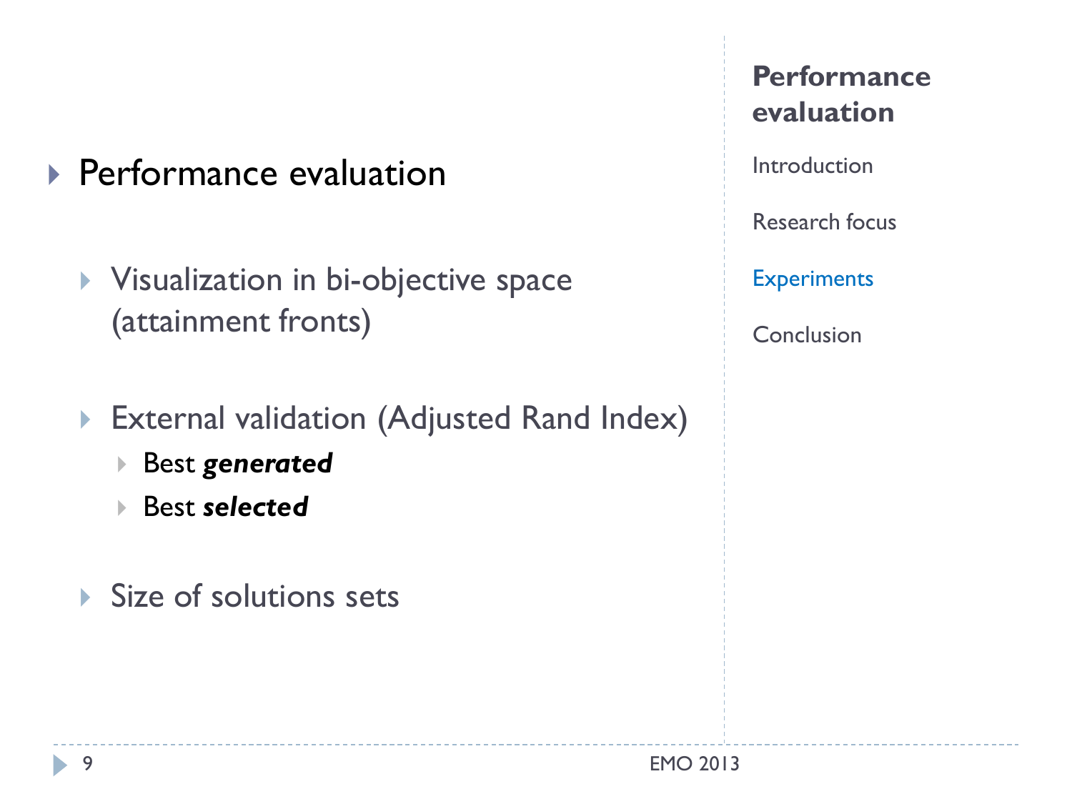## Performance evaluation

- Performance evaluation
  - Visualization in bi-objective space (attainment fronts)
  - External validation (Adjusted Rand Index)
    - Best ***generated***
    - Best ***selected***
  - Size of solutions sets

Introduction

Research focus

Experiments

Conclusion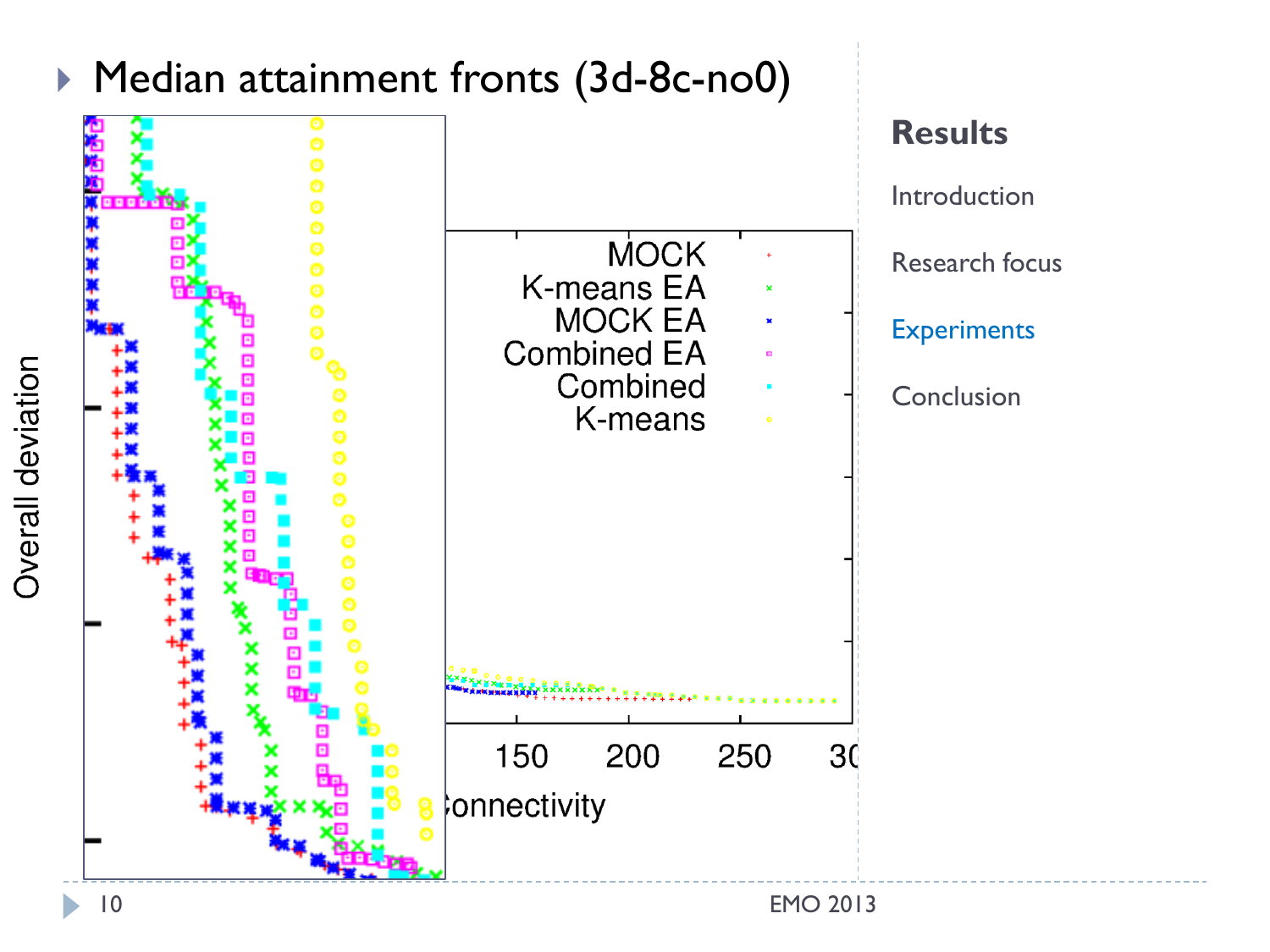## Median attainment fronts (3d-8c-no0)

Overall deviation

MOCK
K-means EA
MOCK EA
Combined EA
Combined
K-means

150 200 250 30

Connectivity

**Results**

Introduction

Research focus

Experiments

Conclusion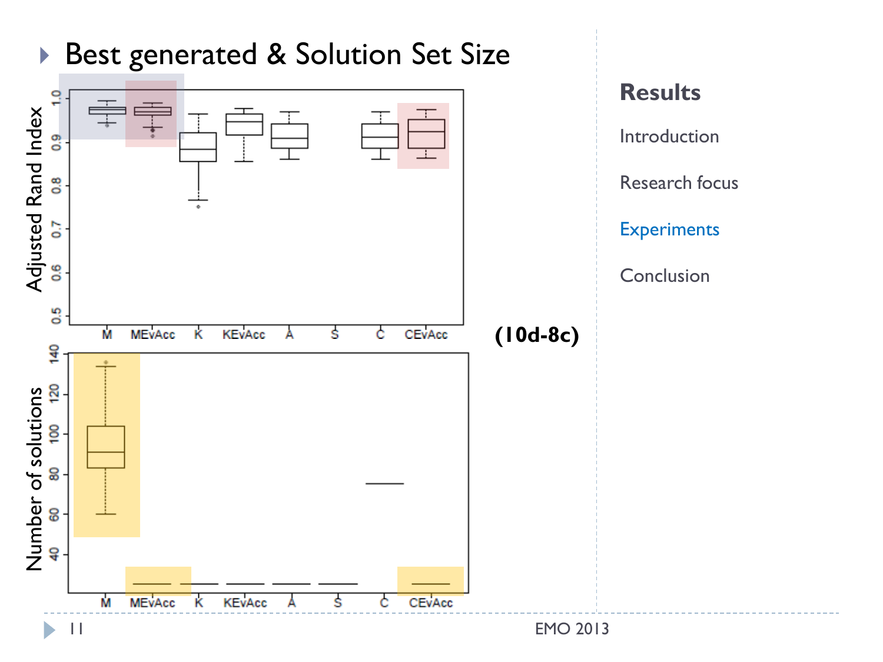## Best generated & Solution Set Size

**(10d-8c)**

### Results

- Introduction
- Research focus
- Experiments
- Conclusion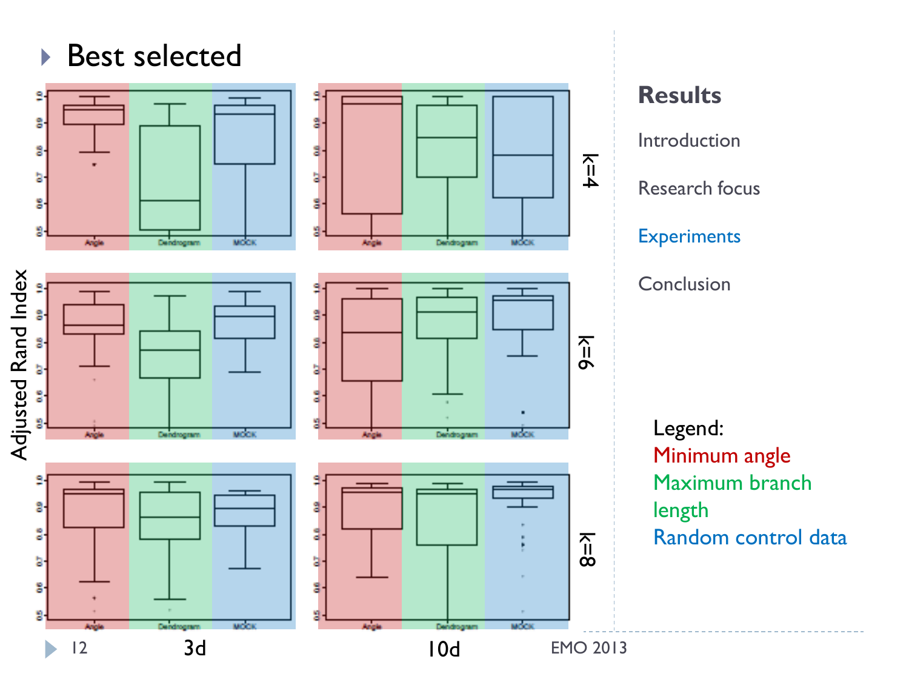# Best selected

Adjusted Rand Index

k=4

k=6

k=8

3d

10d

Angle | Dendrogram | MOCK

**Results**

Introduction

Research focus

Experiments

Conclusion

Legend:
Minimum angle
Maximum branch length
Random control data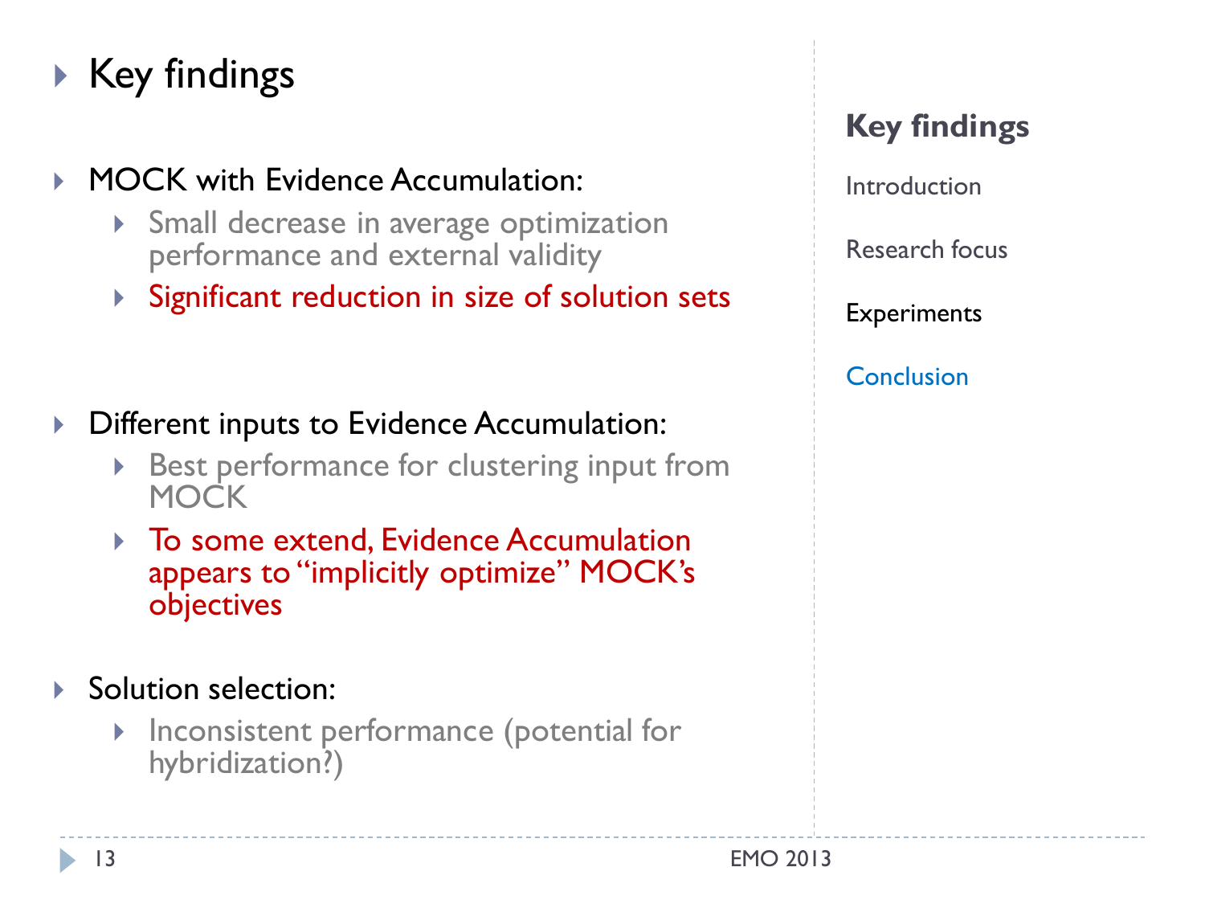# Key findings

- MOCK with Evidence Accumulation:
  - Small decrease in average optimization performance and external validity
  - Significant reduction in size of solution sets
- Different inputs to Evidence Accumulation:
  - Best performance for clustering input from MOCK
  - To some extend, Evidence Accumulation appears to "implicitly optimize" MOCK's objectives
- Solution selection:
  - Inconsistent performance (potential for hybridization?)

**Key findings**

Introduction

Research focus

Experiments

Conclusion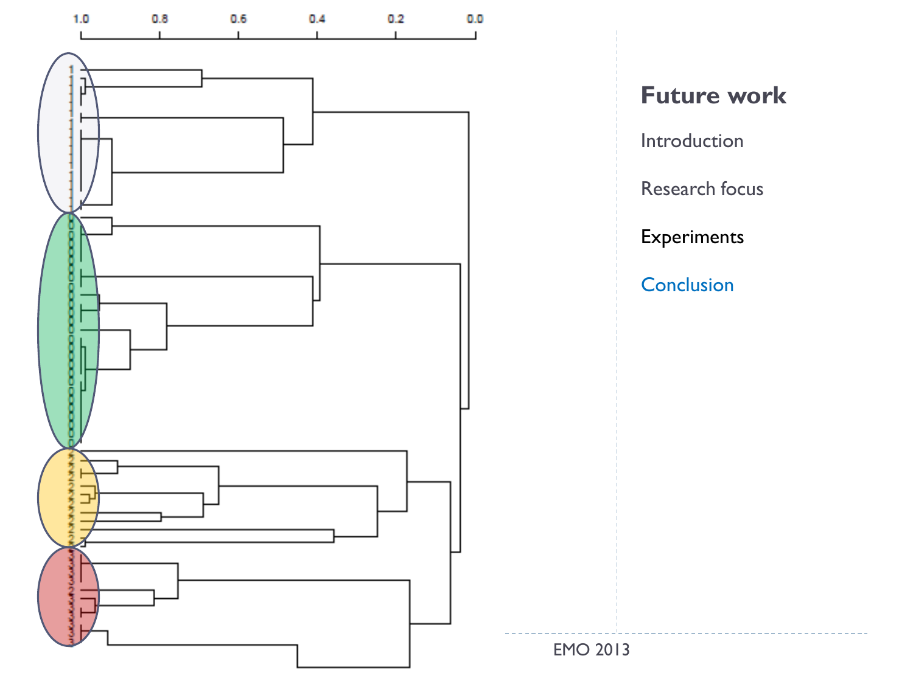1.0 0.8 0.6 0.4 0.2 0.0

# Future work

Introduction

Research focus

Experiments

Conclusion